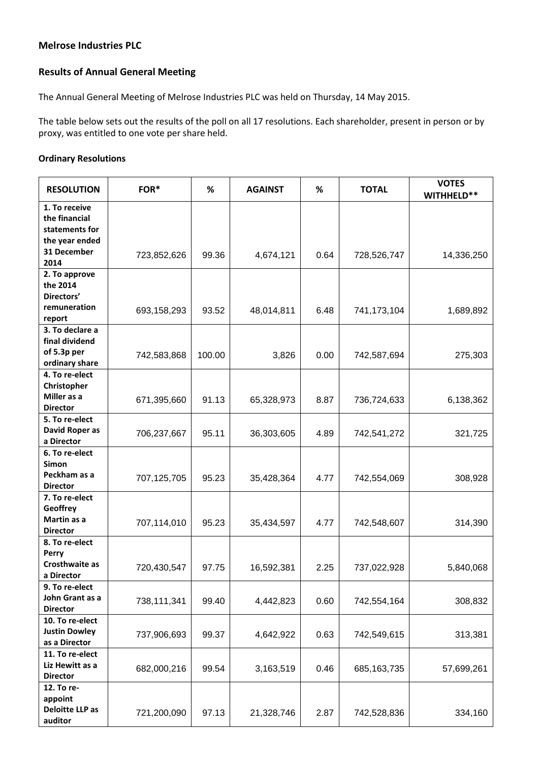**Melrose Industries PLC**

**Results of Annual General Meeting**

The Annual General Meeting of Melrose Industries PLC was held on Thursday, 14 May 2015.

The table below sets out the results of the poll on all 17 resolutions. Each shareholder, present in person or by proxy, was entitled to one vote per share held.

**Ordinary Resolutions**

| RESOLUTION | FOR* | % | AGAINST | % | TOTAL | VOTES WITHHELD** |
|---|---|---|---|---|---|---|
| **1. To receive the financial statements for the year ended 31 December 2014** | 723,852,626 | 99.36 | 4,674,121 | 0.64 | 728,526,747 | 14,336,250 |
| **2. To approve the 2014 Directors' remuneration report** | 693,158,293 | 93.52 | 48,014,811 | 6.48 | 741,173,104 | 1,689,892 |
| **3. To declare a final dividend of 5.3p per ordinary share** | 742,583,868 | 100.00 | 3,826 | 0.00 | 742,587,694 | 275,303 |
| **4. To re-elect Christopher Miller as a Director** | 671,395,660 | 91.13 | 65,328,973 | 8.87 | 736,724,633 | 6,138,362 |
| **5. To re-elect David Roper as a Director** | 706,237,667 | 95.11 | 36,303,605 | 4.89 | 742,541,272 | 321,725 |
| **6. To re-elect Simon Peckham as a Director** | 707,125,705 | 95.23 | 35,428,364 | 4.77 | 742,554,069 | 308,928 |
| **7. To re-elect Geoffrey Martin as a Director** | 707,114,010 | 95.23 | 35,434,597 | 4.77 | 742,548,607 | 314,390 |
| **8. To re-elect Perry Crosthwaite as a Director** | 720,430,547 | 97.75 | 16,592,381 | 2.25 | 737,022,928 | 5,840,068 |
| **9. To re-elect John Grant as a Director** | 738,111,341 | 99.40 | 4,442,823 | 0.60 | 742,554,164 | 308,832 |
| **10. To re-elect Justin Dowley as a Director** | 737,906,693 | 99.37 | 4,642,922 | 0.63 | 742,549,615 | 313,381 |
| **11. To re-elect Liz Hewitt as a Director** | 682,000,216 | 99.54 | 3,163,519 | 0.46 | 685,163,735 | 57,699,261 |
| **12. To re-appoint Deloitte LLP as auditor** | 721,200,090 | 97.13 | 21,328,746 | 2.87 | 742,528,836 | 334,160 |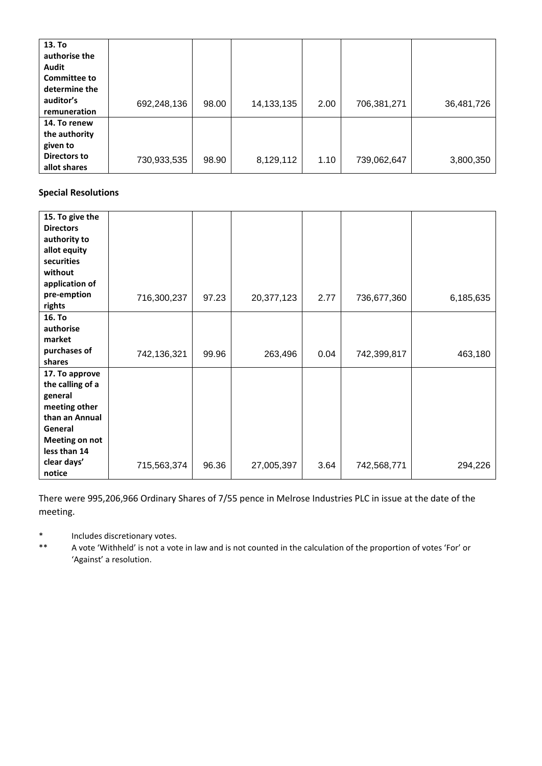| | | | | | | |
|---|---|---|---|---|---|---|
| **13. To authorise the Audit Committee to determine the auditor's remuneration** | 692,248,136 | 98.00 | 14,133,135 | 2.00 | 706,381,271 | 36,481,726 |
| **14. To renew the authority given to Directors to allot shares** | 730,933,535 | 98.90 | 8,129,112 | 1.10 | 739,062,647 | 3,800,350 |

**Special Resolutions**

| | | | | | | |
|---|---|---|---|---|---|---|
| **15. To give the Directors authority to allot equity securities without application of pre-emption rights** | 716,300,237 | 97.23 | 20,377,123 | 2.77 | 736,677,360 | 6,185,635 |
| **16. To authorise market purchases of shares** | 742,136,321 | 99.96 | 263,496 | 0.04 | 742,399,817 | 463,180 |
| **17. To approve the calling of a general meeting other than an Annual General Meeting on not less than 14 clear days' notice** | 715,563,374 | 96.36 | 27,005,397 | 3.64 | 742,568,771 | 294,226 |

There were 995,206,966 Ordinary Shares of 7/55 pence in Melrose Industries PLC in issue at the date of the meeting.

\* Includes discretionary votes.

\*\* A vote 'Withheld' is not a vote in law and is not counted in the calculation of the proportion of votes 'For' or 'Against' a resolution.